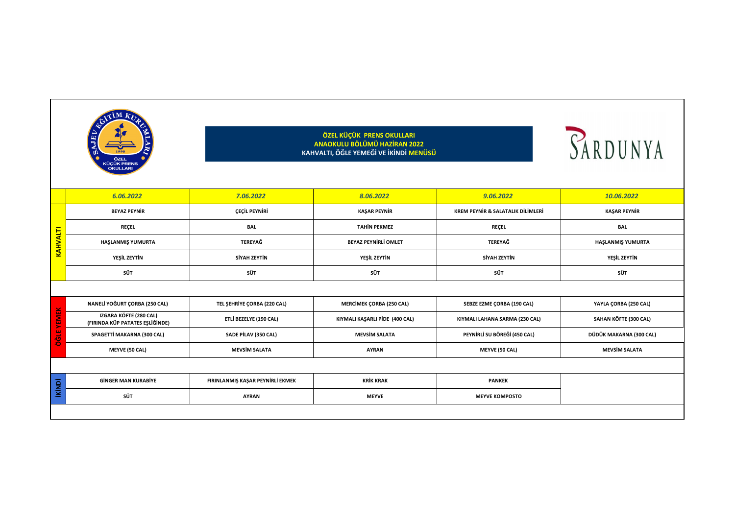**ÖZEL KÜÇÜK PRENS OKULLARI**
**ANAOKULU BÖLÜMÜ HAZİRAN 2022**
**KAHVALTI, ÖĞLE YEMEĞİ VE İKİNDİ MENÜSÜ**

| | 6.06.2022 | 7.06.2022 | 8.06.2022 | 9.06.2022 | 10.06.2022 |
|---|---|---|---|---|---|
| KAHVALTI | BEYAZ PEYNİR | ÇEÇİL PEYNİRİ | KAŞAR PEYNİR | KREM PEYNİR & SALATALIK DİLİMLERİ | KAŞAR PEYNİR |
| | REÇEL | BAL | TAHİN PEKMEZ | REÇEL | BAL |
| | HAŞLANMIŞ YUMURTA | TEREYAĞ | BEYAZ PEYNİRLİ OMLET | TEREYAĞ | HAŞLANMIŞ YUMURTA |
| | YEŞİL ZEYTİN | SİYAH ZEYTİN | YEŞİL ZEYTİN | SİYAH ZEYTİN | YEŞİL ZEYTİN |
| | SÜT | SÜT | SÜT | SÜT | SÜT |
| ÖĞLE YEMEK | NANELİ YOĞURT ÇORBA (250 CAL) | TEL ŞEHRİYE ÇORBA (220 CAL) | MERCİMEK ÇORBA (250 CAL) | SEBZE EZME ÇORBA (190 CAL) | YAYLA ÇORBA (250 CAL) |
| | IZGARA KÖFTE (280 CAL) (FIRINDA KÜP PATATES EŞLİĞİNDE) | ETLİ BEZELYE (190 CAL) | KIYMALI KAŞARLI PİDE (400 CAL) | KIYMALI LAHANA SARMA (230 CAL) | SAHAN KÖFTE (300 CAL) |
| | SPAGETTİ MAKARNA (300 CAL) | SADE PİLAV (350 CAL) | MEVSİM SALATA | PEYNİRLİ SU BÖREĞİ (450 CAL) | DÜDÜK MAKARNA (300 CAL) |
| | MEYVE (50 CAL) | MEVSİM SALATA | AYRAN | MEYVE (50 CAL) | MEVSİM SALATA |
| İKİNDİ | GİNGER MAN KURABİYE | FIRINLANMIŞ KAŞAR PEYNİRLİ EKMEK | KRİK KRAK | PANKEK | |
| | SÜT | AYRAN | MEYVE | MEYVE KOMPOSTO | |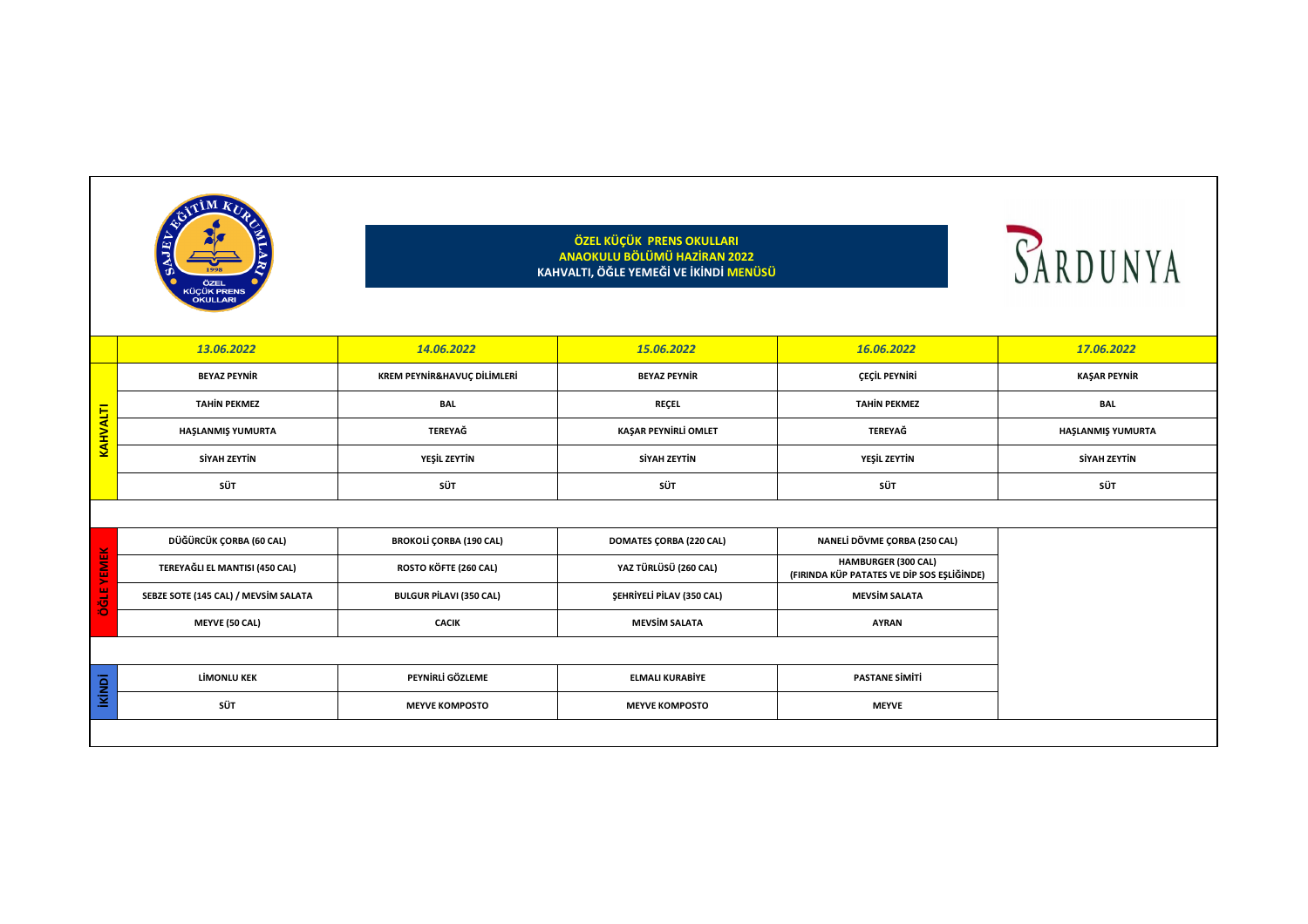# ÖZEL KÜÇÜK PRENS OKULLARI
## ANAOKULU BÖLÜMÜ HAZİRAN 2022
## KAHVALTI, ÖĞLE YEMEĞİ VE İKİNDİ MENÜSÜ

SARDUNYA

| | 13.06.2022 | 14.06.2022 | 15.06.2022 | 16.06.2022 | 17.06.2022 |
|---|---|---|---|---|---|
| KAHVALTI | BEYAZ PEYNİR | KREM PEYNİR&HAVUÇ DİLİMLERİ | BEYAZ PEYNİR | ÇEÇİL PEYNİRİ | KAŞAR PEYNİR |
| | TAHİN PEKMEZ | BAL | REÇEL | TAHİN PEKMEZ | BAL |
| | HAŞLANMIŞ YUMURTA | TEREYAĞ | KAŞAR PEYNİRLİ OMLET | TEREYAĞ | HAŞLANMIŞ YUMURTA |
| | SİYAH ZEYTİN | YEŞİL ZEYTİN | SİYAH ZEYTİN | YEŞİL ZEYTİN | SİYAH ZEYTİN |
| | SÜT | SÜT | SÜT | SÜT | SÜT |
| ÖĞLE YEMEK | DÜĞÜRCÜK ÇORBA (60 CAL) | BROKOLİ ÇORBA (190 CAL) | DOMATES ÇORBA (220 CAL) | NANELİ DÖVME ÇORBA (250 CAL) | |
| | TEREYAĞLI EL MANTISI (450 CAL) | ROSTO KÖFTE (260 CAL) | YAZ TÜRLÜSÜ (260 CAL) | HAMBURGER (300 CAL) (FIRINDA KÜP PATATES VE DİP SOS EŞLİĞİNDE) | |
| | SEBZE SOTE (145 CAL) / MEVSİM SALATA | BULGUR PİLAVI (350 CAL) | ŞEHRİYELİ PİLAV (350 CAL) | MEVSİM SALATA | |
| | MEYVE (50 CAL) | CACIK | MEVSİM SALATA | AYRAN | |
| İKİNDİ | LİMONLU KEK | PEYNİRLİ GÖZLEME | ELMALI KURABİYE | PASTANE SİMİTİ | |
| | SÜT | MEYVE KOMPOSTO | MEYVE KOMPOSTO | MEYVE | |